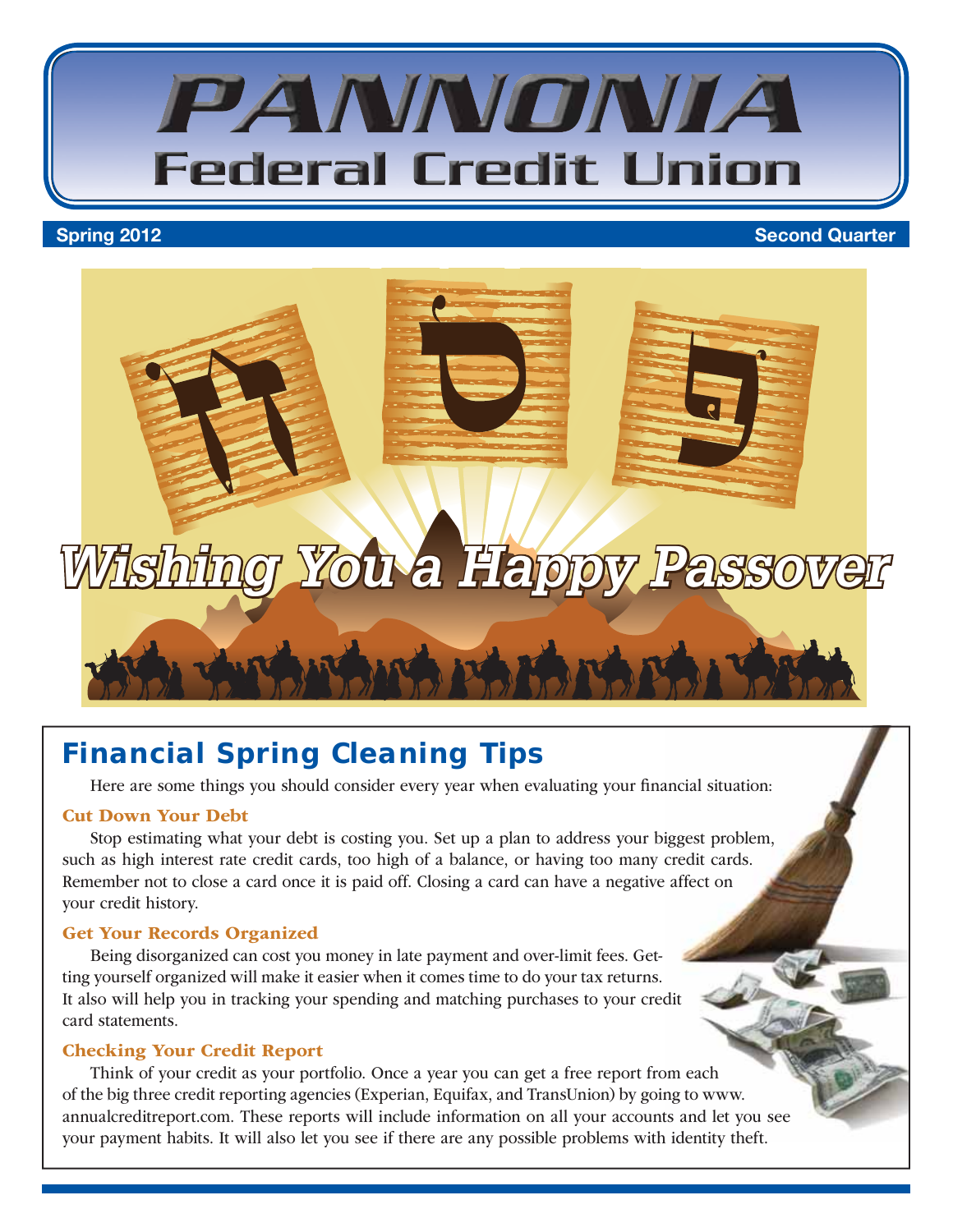# PANNONIA Federal Credit Union

**Spring 2012** — **Second Quarter**

## Wishing You a Happy Passover

## Financial Spring Cleaning Tips

Here are some things you should consider every year when evaluating your financial situation:

### Cut Down Your Debt

Stop estimating what your debt is costing you. Set up a plan to address your biggest problem, such as high interest rate credit cards, too high of a balance, or having too many credit cards. Remember not to close a card once it is paid off. Closing a card can have a negative affect on your credit history.

### Get Your Records Organized

Being disorganized can cost you money in late payment and over-limit fees. Getting yourself organized will make it easier when it comes time to do your tax returns. It also will help you in tracking your spending and matching purchases to your credit card statements.

### Checking Your Credit Report

Think of your credit as your portfolio. Once a year you can get a free report from each of the big three credit reporting agencies (Experian, Equifax, and TransUnion) by going to www.annualcreditreport.com. These reports will include information on all your accounts and let you see your payment habits. It will also let you see if there are any possible problems with identity theft.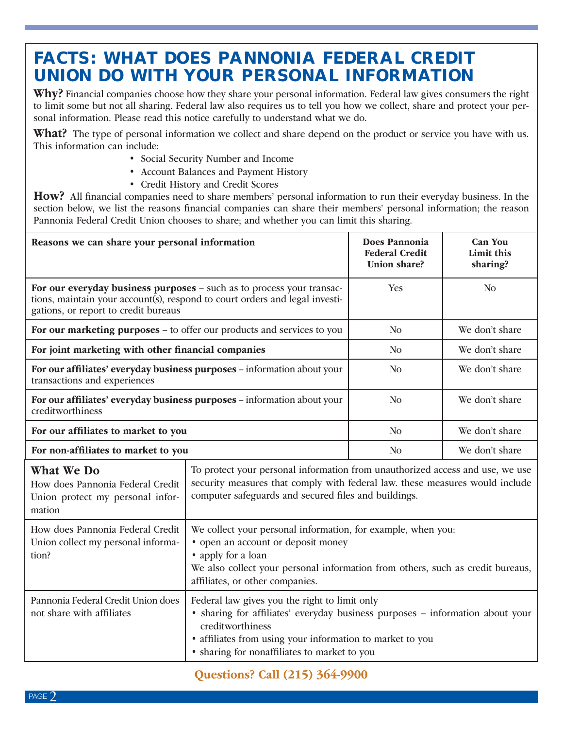# FACTS: WHAT DOES PANNONIA FEDERAL CREDIT UNION DO WITH YOUR PERSONAL INFORMATION

**Why?** Financial companies choose how they share your personal information. Federal law gives consumers the right to limit some but not all sharing. Federal law also requires us to tell you how we collect, share and protect your personal information. Please read this notice carefully to understand what we do.

**What?** The type of personal information we collect and share depend on the product or service you have with us. This information can include:

- Social Security Number and Income
- Account Balances and Payment History
- Credit History and Credit Scores

**How?** All financial companies need to share members' personal information to run their everyday business. In the section below, we list the reasons financial companies can share their members' personal information; the reason Pannonia Federal Credit Union chooses to share; and whether you can limit this sharing.

| Reasons we can share your personal information | Does Pannonia Federal Credit Union share? | Can You Limit this sharing? |
|---|---|---|
| **For our everyday business purposes** – such as to process your transactions, maintain your account(s), respond to court orders and legal investigations, or report to credit bureaus | Yes | No |
| **For our marketing purposes** – to offer our products and services to you | No | We don't share |
| **For joint marketing with other financial companies** | No | We don't share |
| **For our affiliates' everyday business purposes** – information about your transactions and experiences | No | We don't share |
| **For our affiliates' everyday business purposes** – information about your creditworthiness | No | We don't share |
| **For our affiliates to market to you** | No | We don't share |
| **For non-affiliates to market to you** | No | We don't share |

| **What We Do** | |
|---|---|
| How does Pannonia Federal Credit Union protect my personal information | To protect your personal information from unauthorized access and use, we use security measures that comply with federal law. these measures would include computer safeguards and secured files and buildings. |
| How does Pannonia Federal Credit Union collect my personal information? | We collect your personal information, for example, when you:<br>• open an account or deposit money<br>• apply for a loan<br>We also collect your personal information from others, such as credit bureaus, affiliates, or other companies. |
| Pannonia Federal Credit Union does not share with affiliates | Federal law gives you the right to limit only<br>• sharing for affiliates' everyday business purposes – information about your creditworthiness<br>• affiliates from using your information to market to you<br>• sharing for nonaffiliates to market to you |

**Questions? Call (215) 364-9900**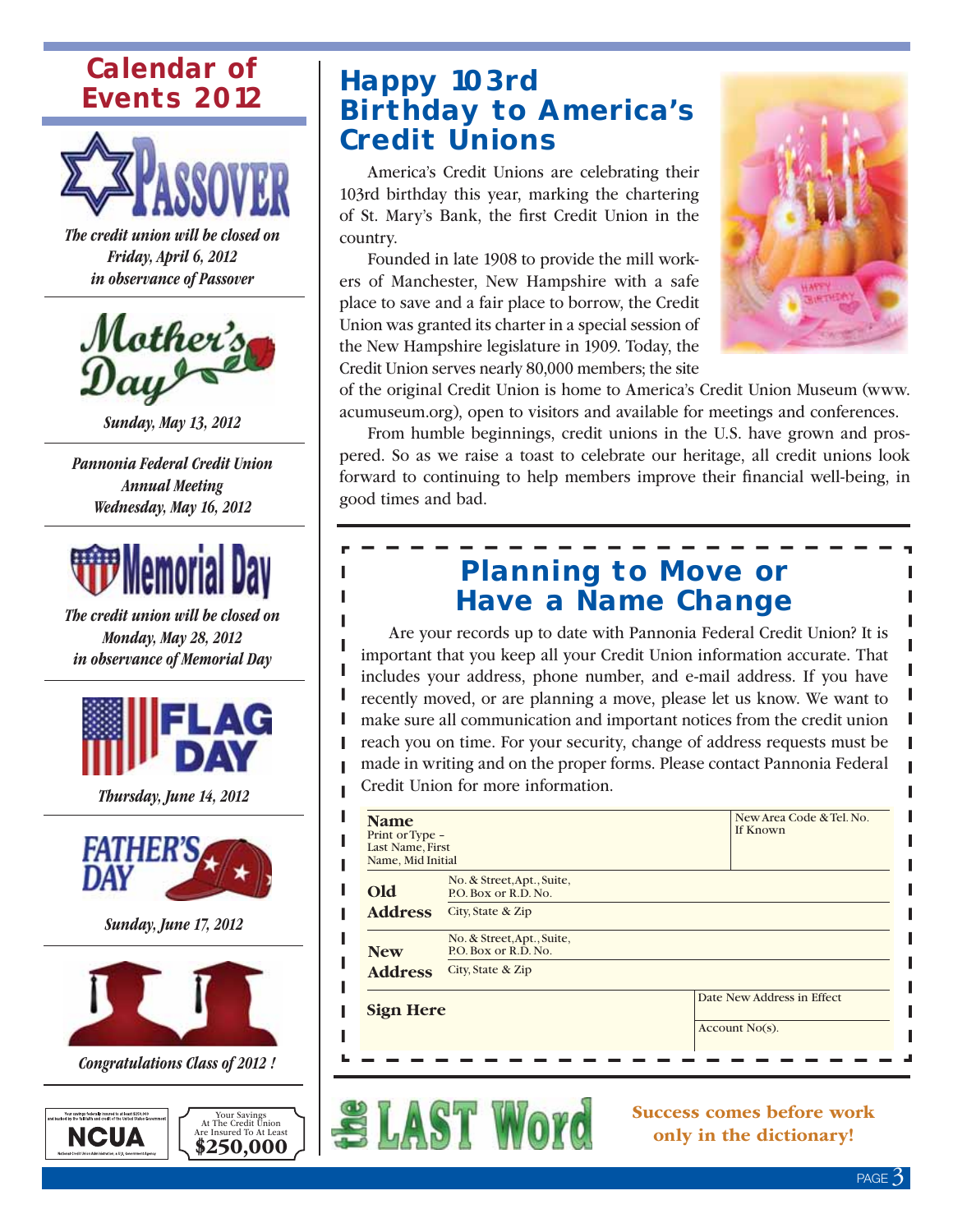## Calendar of Events 2012

**PASSOVER**

*The credit union will be closed on Friday, April 6, 2012 in observance of Passover*

**Mother's Day**

*Sunday, May 13, 2012*

*Pannonia Federal Credit Union Annual Meeting Wednesday, May 16, 2012*

**Memorial Day**

*The credit union will be closed on Monday, May 28, 2012 in observance of Memorial Day*

**FLAG DAY**

*Thursday, June 14, 2012*

**FATHER'S DAY**

*Sunday, June 17, 2012*

*Congratulations Class of 2012 !*

Your savings federally insured to at least $250,000 and backed by the full faith and credit of the United States Government
**NCUA**
National Credit Union Administration, a U.S. Government Agency

Your Savings At The Credit Union Are Insured To At Least **$250,000**

## Happy 103rd Birthday to America's Credit Unions

America's Credit Unions are celebrating their 103rd birthday this year, marking the chartering of St. Mary's Bank, the first Credit Union in the country.

Founded in late 1908 to provide the mill workers of Manchester, New Hampshire with a safe place to save and a fair place to borrow, the Credit Union was granted its charter in a special session of the New Hampshire legislature in 1909. Today, the Credit Union serves nearly 80,000 members; the site of the original Credit Union is home to America's Credit Union Museum (www.acumuseum.org), open to visitors and available for meetings and conferences.

From humble beginnings, credit unions in the U.S. have grown and prospered. So as we raise a toast to celebrate our heritage, all credit unions look forward to continuing to help members improve their financial well-being, in good times and bad.

## Planning to Move or Have a Name Change

Are your records up to date with Pannonia Federal Credit Union? It is important that you keep all your Credit Union information accurate. That includes your address, phone number, and e-mail address. If you have recently moved, or are planning a move, please let us know. We want to make sure all communication and important notices from the credit union reach you on time. For your security, change of address requests must be made in writing and on the proper forms. Please contact Pannonia Federal Credit Union for more information.

| **Name** Print or Type – Last Name, First Name, Mid Initial | | New Area Code & Tel. No. If Known |
|---|---|---|
| **Old Address** | No. & Street, Apt., Suite, P.O. Box or R.D. No. | |
| | City, State & Zip | |
| **New Address** | No. & Street, Apt., Suite, P.O. Box or R.D. No. | |
| | City, State & Zip | |
| **Sign Here** | | Date New Address in Effect |
| | | Account No(s). |

## the LAST Word

**Success comes before work only in the dictionary!**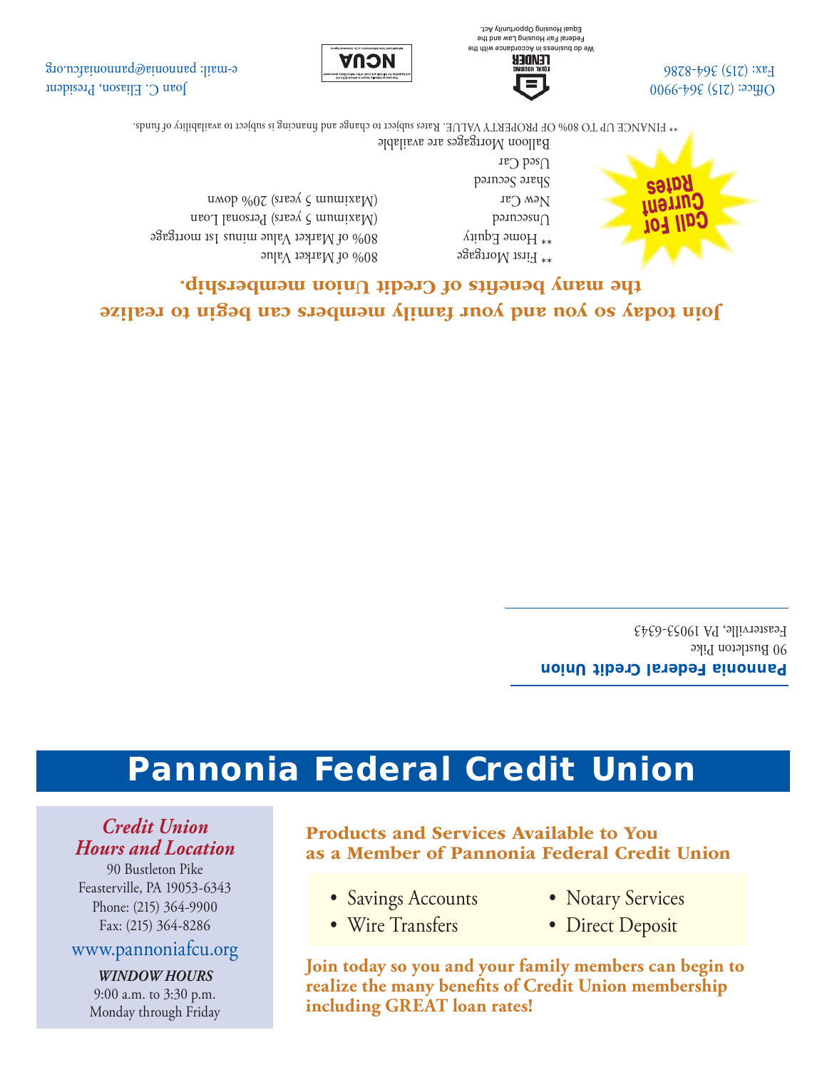Office: (215) 364-9900
Fax: (215) 364-8286

We do business in Accordance with the Federal Fair Housing Law and the Equal Housing Opportunity Act.

Joan C. Eliason, President
e-mail: pannonia@pannoniafcu.org

**Join today so you and your family members can begin to realize the many benefits of Credit Union membership.**

Call For Current Rates

| | |
|---|---|
| ** First Mortgage | 80% of Market Value |
| ** Home Equity | 80% of Market Value minus 1st mortgage |
| Unsecured | (Maximum 5 years) Personal Loan |
| New Car | (Maximum 5 years) 20% down |
| Share Secured | |
| Used Car | |
| Balloon Mortgages are available | |

** FINANCE UP TO 80% OF PROPERTY VALUE. Rates subject to change and financing is subject to availability of funds.

**Pannonia Federal Credit Union**
90 Bustleton Pike
Feasterville, PA 19053-6343

# Pannonia Federal Credit Union

## *Credit Union Hours and Location*

90 Bustleton Pike
Feasterville, PA 19053-6343
Phone: (215) 364-9900
Fax: (215) 364-8286

www.pannoniafcu.org

***WINDOW HOURS***
9:00 a.m. to 3:30 p.m.
Monday through Friday

## Products and Services Available to You as a Member of Pannonia Federal Credit Union

- Savings Accounts
- Wire Transfers
- Notary Services
- Direct Deposit

**Join today so you and your family members can begin to realize the many benefits of Credit Union membership including GREAT loan rates!**